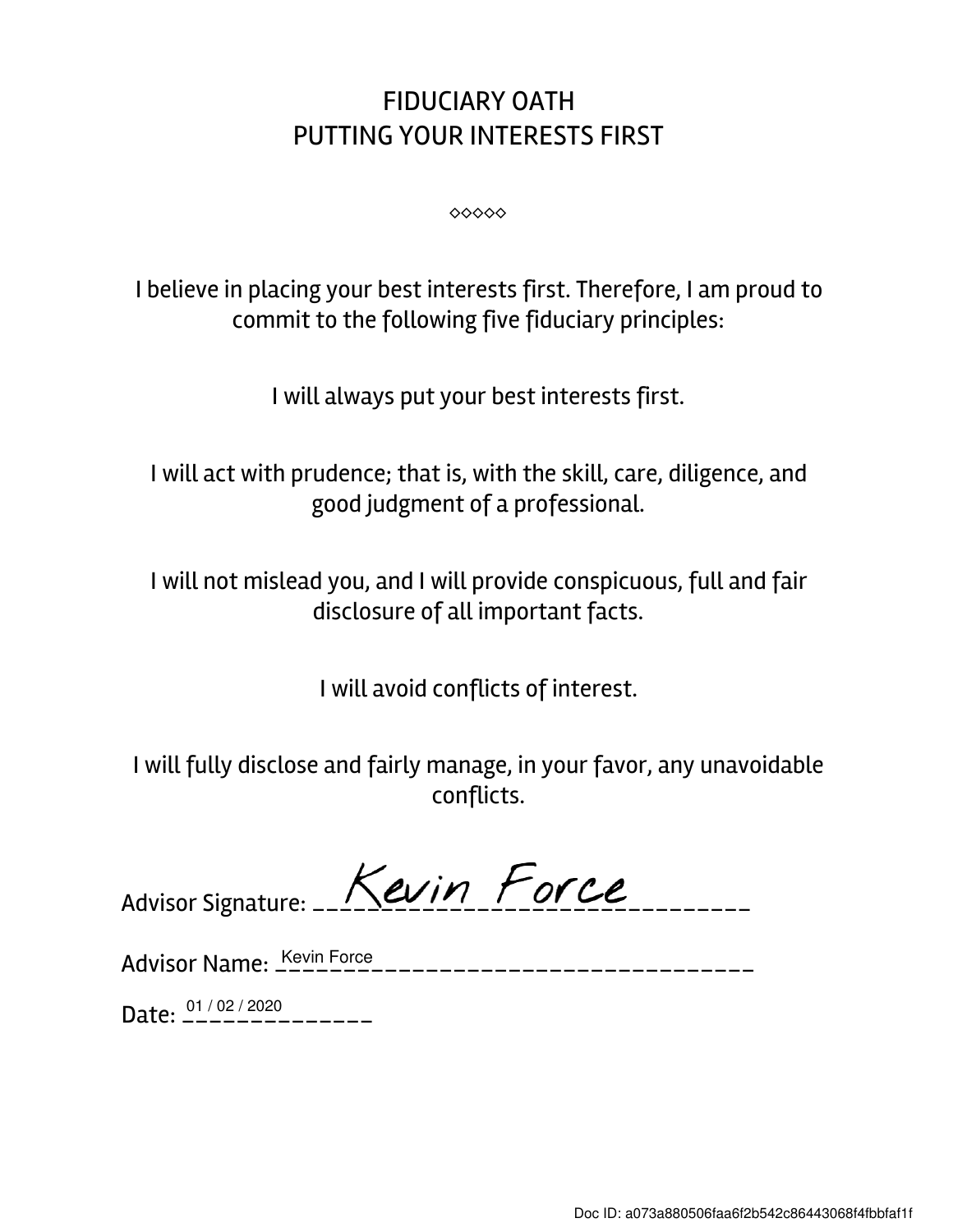# FIDUCIARY OATH
## PUTTING YOUR INTERESTS FIRST

◇◇◇◇◇

I believe in placing your best interests first. Therefore, I am proud to commit to the following five fiduciary principles:

I will always put your best interests first.

I will act with prudence; that is, with the skill, care, diligence, and good judgment of a professional.

I will not mislead you, and I will provide conspicuous, full and fair disclosure of all important facts.

I will avoid conflicts of interest.

I will fully disclose and fairly manage, in your favor, any unavoidable conflicts.

Advisor Signature: Kevin Force

Advisor Name: Kevin Force

Date: 01 / 02 / 2020

Doc ID: a073a880506faa6f2b542c86443068f4fbbfaf1f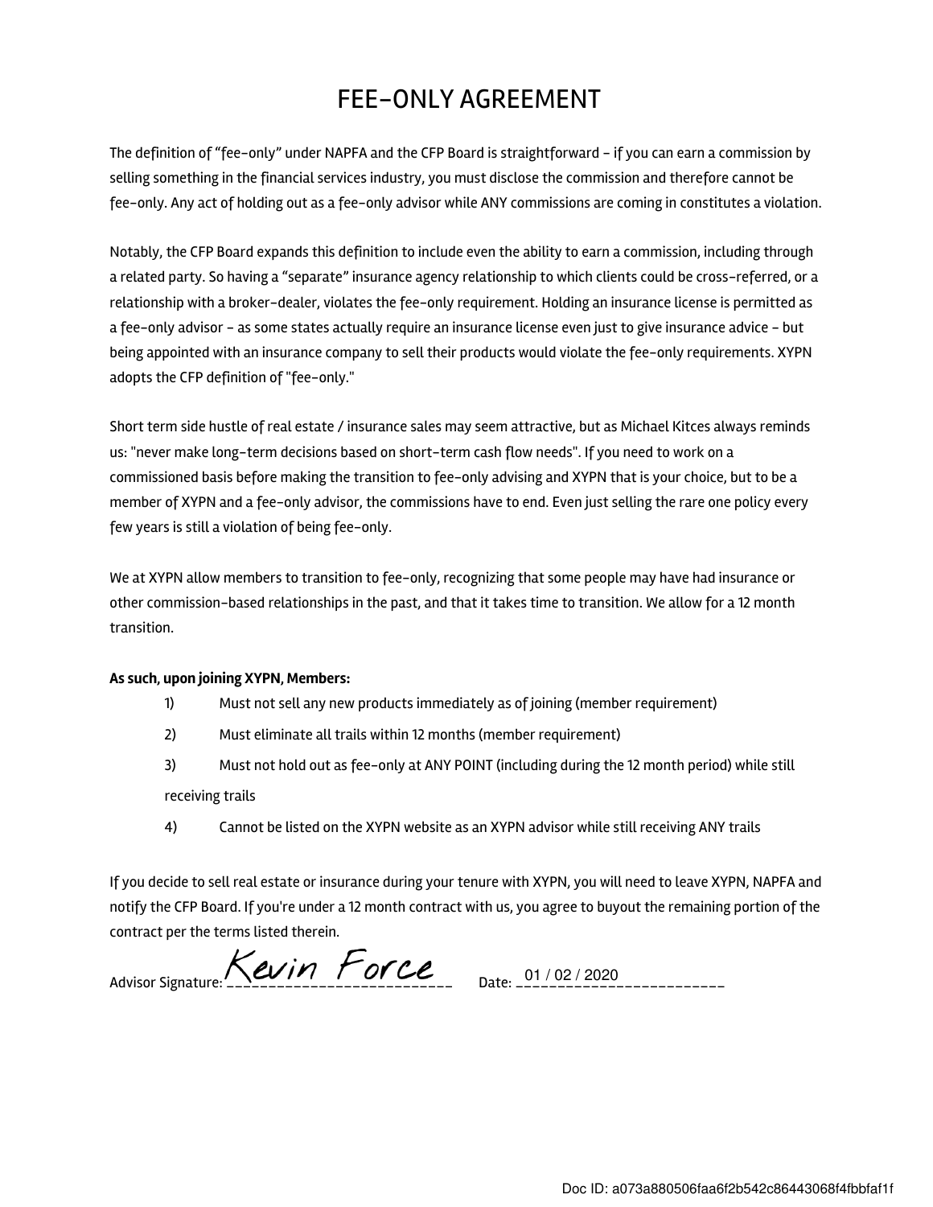# FEE-ONLY AGREEMENT

The definition of "fee-only" under NAPFA and the CFP Board is straightforward – if you can earn a commission by selling something in the financial services industry, you must disclose the commission and therefore cannot be fee-only. Any act of holding out as a fee-only advisor while ANY commissions are coming in constitutes a violation.

Notably, the CFP Board expands this definition to include even the ability to earn a commission, including through a related party. So having a "separate" insurance agency relationship to which clients could be cross-referred, or a relationship with a broker-dealer, violates the fee-only requirement. Holding an insurance license is permitted as a fee-only advisor – as some states actually require an insurance license even just to give insurance advice – but being appointed with an insurance company to sell their products would violate the fee-only requirements. XYPN adopts the CFP definition of "fee-only."

Short term side hustle of real estate / insurance sales may seem attractive, but as Michael Kitces always reminds us: "never make long-term decisions based on short-term cash flow needs". If you need to work on a commissioned basis before making the transition to fee-only advising and XYPN that is your choice, but to be a member of XYPN and a fee-only advisor, the commissions have to end. Even just selling the rare one policy every few years is still a violation of being fee-only.

We at XYPN allow members to transition to fee-only, recognizing that some people may have had insurance or other commission-based relationships in the past, and that it takes time to transition. We allow for a 12 month transition.

**As such, upon joining XYPN, Members:**

1) Must not sell any new products immediately as of joining (member requirement)
2) Must eliminate all trails within 12 months (member requirement)
3) Must not hold out as fee-only at ANY POINT (including during the 12 month period) while still receiving trails
4) Cannot be listed on the XYPN website as an XYPN advisor while still receiving ANY trails

If you decide to sell real estate or insurance during your tenure with XYPN, you will need to leave XYPN, NAPFA and notify the CFP Board. If you're under a 12 month contract with us, you agree to buyout the remaining portion of the contract per the terms listed therein.

Advisor Signature: Kevin Force Date: 01 / 02 / 2020

Doc ID: a073a880506faa6f2b542c86443068f4fbbfaf1f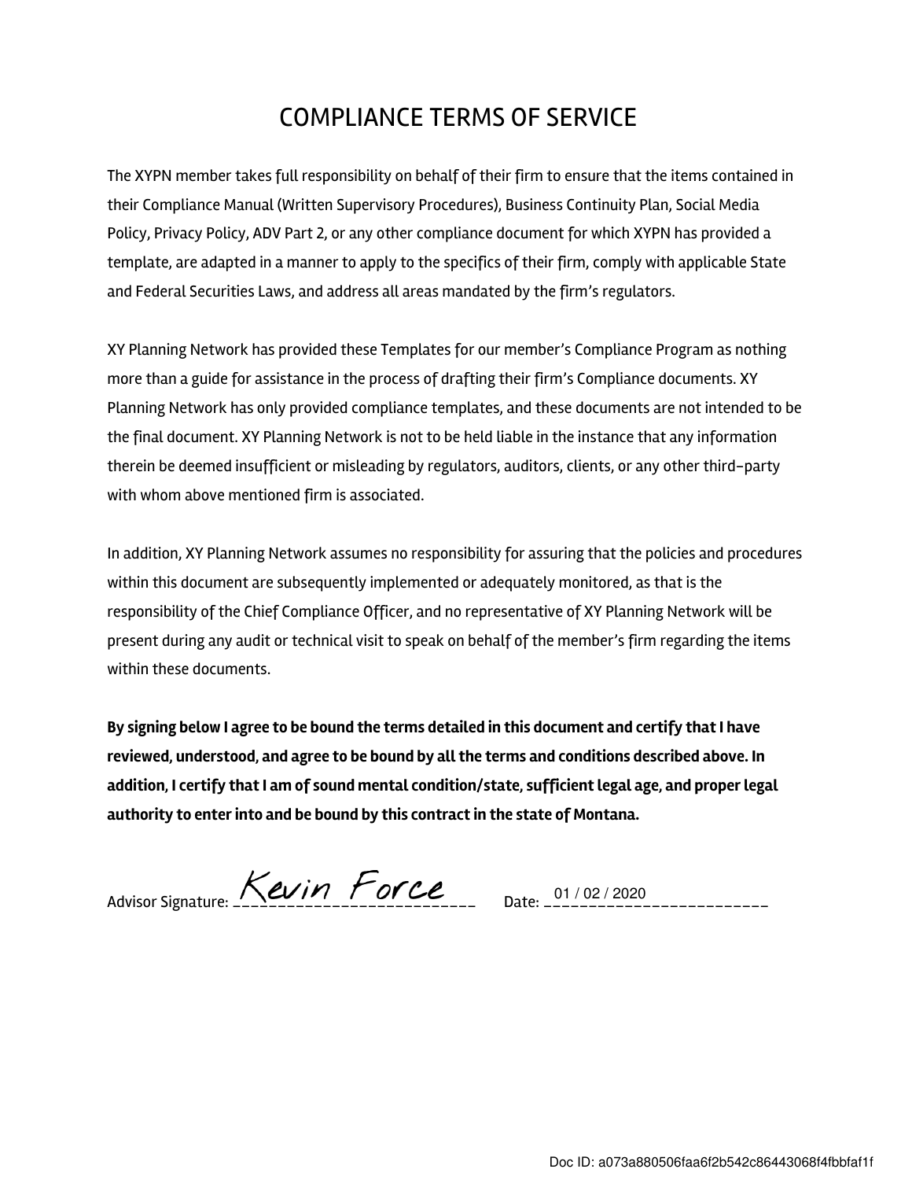# COMPLIANCE TERMS OF SERVICE

The XYPN member takes full responsibility on behalf of their firm to ensure that the items contained in their Compliance Manual (Written Supervisory Procedures), Business Continuity Plan, Social Media Policy, Privacy Policy, ADV Part 2, or any other compliance document for which XYPN has provided a template, are adapted in a manner to apply to the specifics of their firm, comply with applicable State and Federal Securities Laws, and address all areas mandated by the firm's regulators.

XY Planning Network has provided these Templates for our member's Compliance Program as nothing more than a guide for assistance in the process of drafting their firm's Compliance documents. XY Planning Network has only provided compliance templates, and these documents are not intended to be the final document. XY Planning Network is not to be held liable in the instance that any information therein be deemed insufficient or misleading by regulators, auditors, clients, or any other third-party with whom above mentioned firm is associated.

In addition, XY Planning Network assumes no responsibility for assuring that the policies and procedures within this document are subsequently implemented or adequately monitored, as that is the responsibility of the Chief Compliance Officer, and no representative of XY Planning Network will be present during any audit or technical visit to speak on behalf of the member's firm regarding the items within these documents.

**By signing below I agree to be bound the terms detailed in this document and certify that I have reviewed, understood, and agree to be bound by all the terms and conditions described above. In addition, I certify that I am of sound mental condition/state, sufficient legal age, and proper legal authority to enter into and be bound by this contract in the state of Montana.**

Advisor Signature: Kevin Force    Date: 01 / 02 / 2020

Doc ID: a073a880506faa6f2b542c86443068f4fbbfaf1f